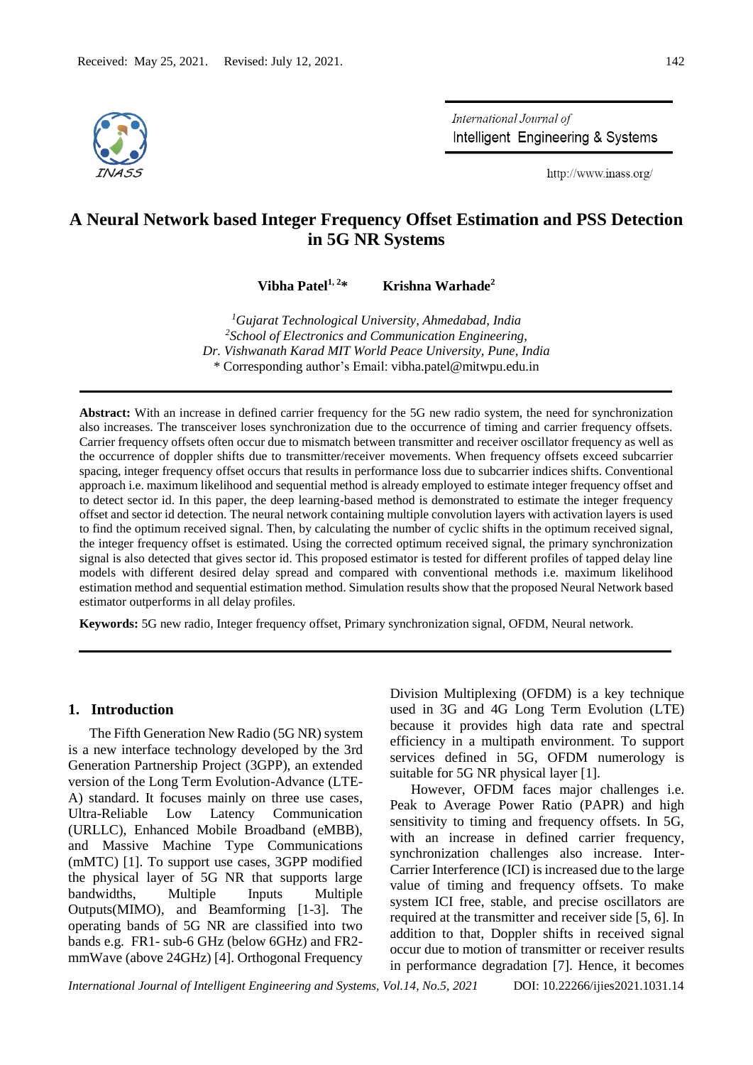Received: May 25, 2021. Revised: July 12, 2021.

# A Neural Network based Integer Frequency Offset Estimation and PSS Detection in 5G NR Systems

**Vibha Patel**[1, 2]* **Krishna Warhade**[2]

[1]*Gujarat Technological University, Ahmedabad, India*
[2]*School of Electronics and Communication Engineering, Dr. Vishwanath Karad MIT World Peace University, Pune, India*
* Corresponding author's Email: vibha.patel@mitwpu.edu.in

**Abstract:** With an increase in defined carrier frequency for the 5G new radio system, the need for synchronization also increases. The transceiver loses synchronization due to the occurrence of timing and carrier frequency offsets. Carrier frequency offsets often occur due to mismatch between transmitter and receiver oscillator frequency as well as the occurrence of doppler shifts due to transmitter/receiver movements. When frequency offsets exceed subcarrier spacing, integer frequency offset occurs that results in performance loss due to subcarrier indices shifts. Conventional approach i.e. maximum likelihood and sequential method is already employed to estimate integer frequency offset and to detect sector id. In this paper, the deep learning-based method is demonstrated to estimate the integer frequency offset and sector id detection. The neural network containing multiple convolution layers with activation layers is used to find the optimum received signal. Then, by calculating the number of cyclic shifts in the optimum received signal, the integer frequency offset is estimated. Using the corrected optimum received signal, the primary synchronization signal is also detected that gives sector id. This proposed estimator is tested for different profiles of tapped delay line models with different desired delay spread and compared with conventional methods i.e. maximum likelihood estimation method and sequential estimation method. Simulation results show that the proposed Neural Network based estimator outperforms in all delay profiles.

**Keywords:** 5G new radio, Integer frequency offset, Primary synchronization signal, OFDM, Neural network.

## 1. Introduction

The Fifth Generation New Radio (5G NR) system is a new interface technology developed by the 3rd Generation Partnership Project (3GPP), an extended version of the Long Term Evolution-Advance (LTE-A) standard. It focuses mainly on three use cases, Ultra-Reliable Low Latency Communication (URLLC), Enhanced Mobile Broadband (eMBB), and Massive Machine Type Communications (mMTC) [1]. To support use cases, 3GPP modified the physical layer of 5G NR that supports large bandwidths, Multiple Inputs Multiple Outputs(MIMO), and Beamforming [1-3]. The operating bands of 5G NR are classified into two bands e.g. FR1- sub-6 GHz (below 6GHz) and FR2-mmWave (above 24GHz) [4]. Orthogonal Frequency Division Multiplexing (OFDM) is a key technique used in 3G and 4G Long Term Evolution (LTE) because it provides high data rate and spectral efficiency in a multipath environment. To support services defined in 5G, OFDM numerology is suitable for 5G NR physical layer [1].

However, OFDM faces major challenges i.e. Peak to Average Power Ratio (PAPR) and high sensitivity to timing and frequency offsets. In 5G, with an increase in defined carrier frequency, synchronization challenges also increase. Inter-Carrier Interference (ICI) is increased due to the large value of timing and frequency offsets. To make system ICI free, stable, and precise oscillators are required at the transmitter and receiver side [5, 6]. In addition to that, Doppler shifts in received signal occur due to motion of transmitter or receiver results in performance degradation [7]. Hence, it becomes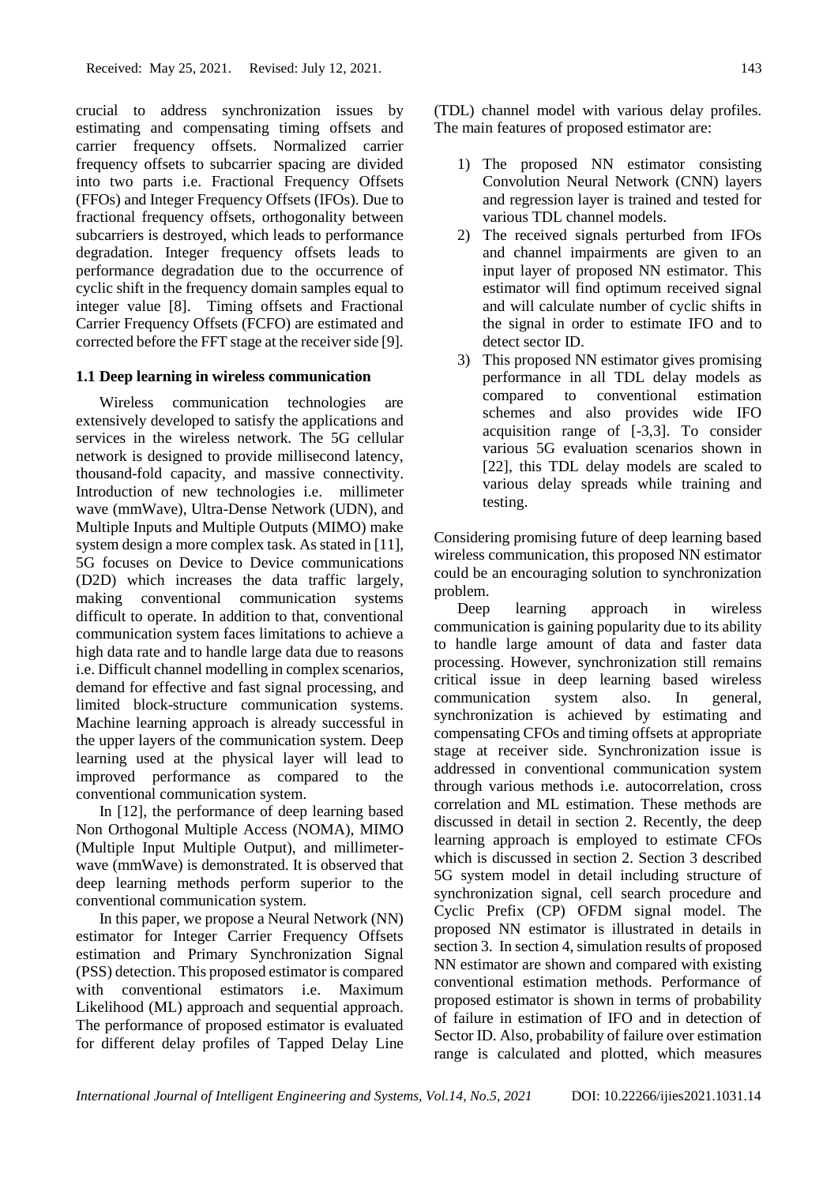crucial to address synchronization issues by estimating and compensating timing offsets and carrier frequency offsets. Normalized carrier frequency offsets to subcarrier spacing are divided into two parts i.e. Fractional Frequency Offsets (FFOs) and Integer Frequency Offsets (IFOs). Due to fractional frequency offsets, orthogonality between subcarriers is destroyed, which leads to performance degradation. Integer frequency offsets leads to performance degradation due to the occurrence of cyclic shift in the frequency domain samples equal to integer value [8]. Timing offsets and Fractional Carrier Frequency Offsets (FCFO) are estimated and corrected before the FFT stage at the receiver side [9].

### 1.1 Deep learning in wireless communication

Wireless communication technologies are extensively developed to satisfy the applications and services in the wireless network. The 5G cellular network is designed to provide millisecond latency, thousand-fold capacity, and massive connectivity. Introduction of new technologies i.e. millimeter wave (mmWave), Ultra-Dense Network (UDN), and Multiple Inputs and Multiple Outputs (MIMO) make system design a more complex task. As stated in [11], 5G focuses on Device to Device communications (D2D) which increases the data traffic largely, making conventional communication systems difficult to operate. In addition to that, conventional communication system faces limitations to achieve a high data rate and to handle large data due to reasons i.e. Difficult channel modelling in complex scenarios, demand for effective and fast signal processing, and limited block-structure communication systems. Machine learning approach is already successful in the upper layers of the communication system. Deep learning used at the physical layer will lead to improved performance as compared to the conventional communication system.

In [12], the performance of deep learning based Non Orthogonal Multiple Access (NOMA), MIMO (Multiple Input Multiple Output), and millimeter-wave (mmWave) is demonstrated. It is observed that deep learning methods perform superior to the conventional communication system.

In this paper, we propose a Neural Network (NN) estimator for Integer Carrier Frequency Offsets estimation and Primary Synchronization Signal (PSS) detection. This proposed estimator is compared with conventional estimators i.e. Maximum Likelihood (ML) approach and sequential approach. The performance of proposed estimator is evaluated for different delay profiles of Tapped Delay Line (TDL) channel model with various delay profiles. The main features of proposed estimator are:

1) The proposed NN estimator consisting Convolution Neural Network (CNN) layers and regression layer is trained and tested for various TDL channel models.
2) The received signals perturbed from IFOs and channel impairments are given to an input layer of proposed NN estimator. This estimator will find optimum received signal and will calculate number of cyclic shifts in the signal in order to estimate IFO and to detect sector ID.
3) This proposed NN estimator gives promising performance in all TDL delay models as compared to conventional estimation schemes and also provides wide IFO acquisition range of [-3,3]. To consider various 5G evaluation scenarios shown in [22], this TDL delay models are scaled to various delay spreads while training and testing.

Considering promising future of deep learning based wireless communication, this proposed NN estimator could be an encouraging solution to synchronization problem.

Deep learning approach in wireless communication is gaining popularity due to its ability to handle large amount of data and faster data processing. However, synchronization still remains critical issue in deep learning based wireless communication system also. In general, synchronization is achieved by estimating and compensating CFOs and timing offsets at appropriate stage at receiver side. Synchronization issue is addressed in conventional communication system through various methods i.e. autocorrelation, cross correlation and ML estimation. These methods are discussed in detail in section 2. Recently, the deep learning approach is employed to estimate CFOs which is discussed in section 2. Section 3 described 5G system model in detail including structure of synchronization signal, cell search procedure and Cyclic Prefix (CP) OFDM signal model. The proposed NN estimator is illustrated in details in section 3. In section 4, simulation results of proposed NN estimator are shown and compared with existing conventional estimation methods. Performance of proposed estimator is shown in terms of probability of failure in estimation of IFO and in detection of Sector ID. Also, probability of failure over estimation range is calculated and plotted, which measures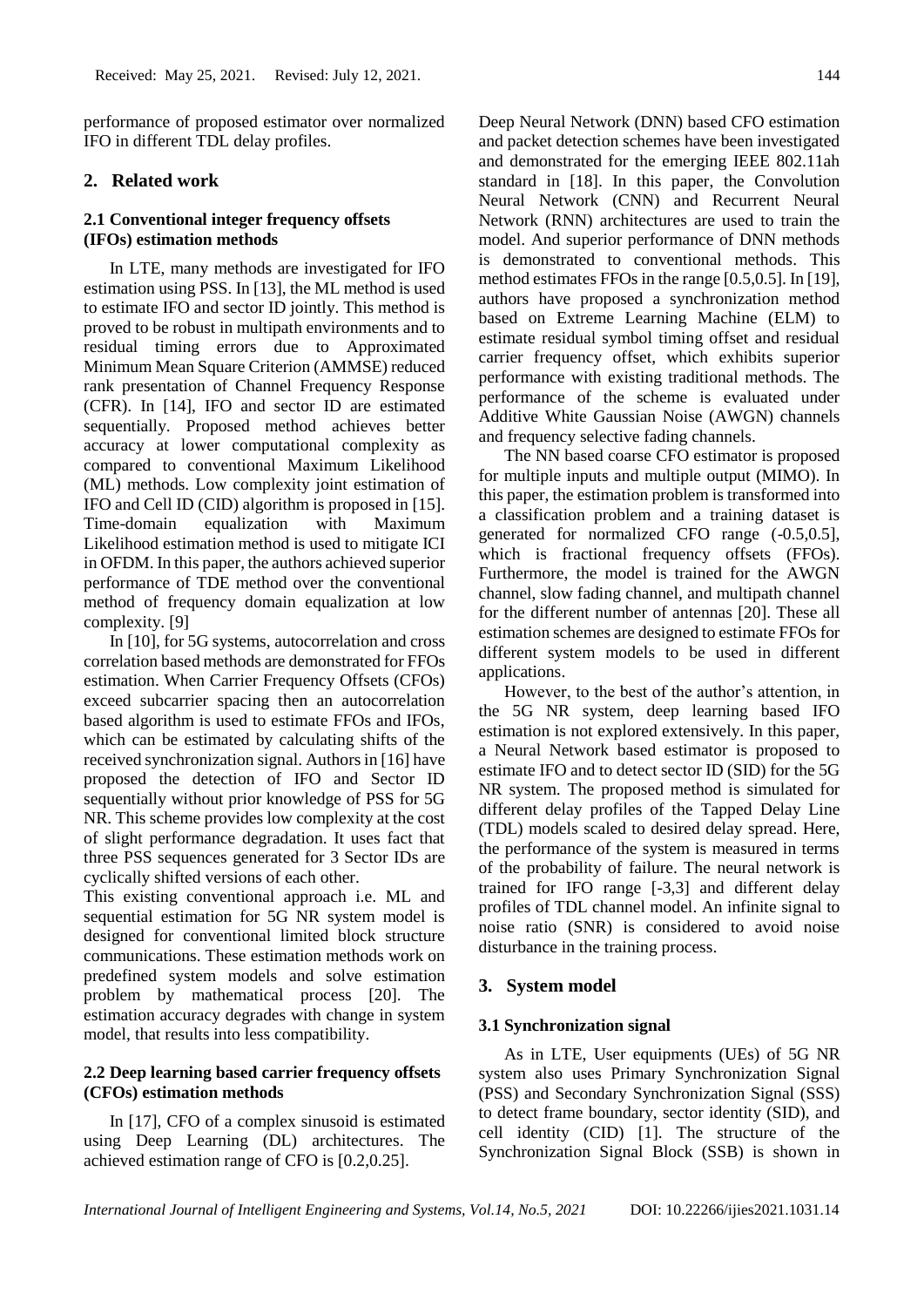performance of proposed estimator over normalized IFO in different TDL delay profiles.

## 2. Related work

### 2.1 Conventional integer frequency offsets (IFOs) estimation methods

In LTE, many methods are investigated for IFO estimation using PSS. In [13], the ML method is used to estimate IFO and sector ID jointly. This method is proved to be robust in multipath environments and to residual timing errors due to Approximated Minimum Mean Square Criterion (AMMSE) reduced rank presentation of Channel Frequency Response (CFR). In [14], IFO and sector ID are estimated sequentially. Proposed method achieves better accuracy at lower computational complexity as compared to conventional Maximum Likelihood (ML) methods. Low complexity joint estimation of IFO and Cell ID (CID) algorithm is proposed in [15]. Time-domain equalization with Maximum Likelihood estimation method is used to mitigate ICI in OFDM. In this paper, the authors achieved superior performance of TDE method over the conventional method of frequency domain equalization at low complexity. [9]

In [10], for 5G systems, autocorrelation and cross correlation based methods are demonstrated for FFOs estimation. When Carrier Frequency Offsets (CFOs) exceed subcarrier spacing then an autocorrelation based algorithm is used to estimate FFOs and IFOs, which can be estimated by calculating shifts of the received synchronization signal. Authors in [16] have proposed the detection of IFO and Sector ID sequentially without prior knowledge of PSS for 5G NR. This scheme provides low complexity at the cost of slight performance degradation. It uses fact that three PSS sequences generated for 3 Sector IDs are cyclically shifted versions of each other.

This existing conventional approach i.e. ML and sequential estimation for 5G NR system model is designed for conventional limited block structure communications. These estimation methods work on predefined system models and solve estimation problem by mathematical process [20]. The estimation accuracy degrades with change in system model, that results into less compatibility.

### 2.2 Deep learning based carrier frequency offsets (CFOs) estimation methods

In [17], CFO of a complex sinusoid is estimated using Deep Learning (DL) architectures. The achieved estimation range of CFO is [0.2,0.25].

Deep Neural Network (DNN) based CFO estimation and packet detection schemes have been investigated and demonstrated for the emerging IEEE 802.11ah standard in [18]. In this paper, the Convolution Neural Network (CNN) and Recurrent Neural Network (RNN) architectures are used to train the model. And superior performance of DNN methods is demonstrated to conventional methods. This method estimates FFOs in the range [0.5,0.5]. In [19], authors have proposed a synchronization method based on Extreme Learning Machine (ELM) to estimate residual symbol timing offset and residual carrier frequency offset, which exhibits superior performance with existing traditional methods. The performance of the scheme is evaluated under Additive White Gaussian Noise (AWGN) channels and frequency selective fading channels.

The NN based coarse CFO estimator is proposed for multiple inputs and multiple output (MIMO). In this paper, the estimation problem is transformed into a classification problem and a training dataset is generated for normalized CFO range (-0.5,0.5], which is fractional frequency offsets (FFOs). Furthermore, the model is trained for the AWGN channel, slow fading channel, and multipath channel for the different number of antennas [20]. These all estimation schemes are designed to estimate FFOs for different system models to be used in different applications.

However, to the best of the author's attention, in the 5G NR system, deep learning based IFO estimation is not explored extensively. In this paper, a Neural Network based estimator is proposed to estimate IFO and to detect sector ID (SID) for the 5G NR system. The proposed method is simulated for different delay profiles of the Tapped Delay Line (TDL) models scaled to desired delay spread. Here, the performance of the system is measured in terms of the probability of failure. The neural network is trained for IFO range [-3,3] and different delay profiles of TDL channel model. An infinite signal to noise ratio (SNR) is considered to avoid noise disturbance in the training process.

## 3. System model

### 3.1 Synchronization signal

As in LTE, User equipments (UEs) of 5G NR system also uses Primary Synchronization Signal (PSS) and Secondary Synchronization Signal (SSS) to detect frame boundary, sector identity (SID), and cell identity (CID) [1]. The structure of the Synchronization Signal Block (SSB) is shown in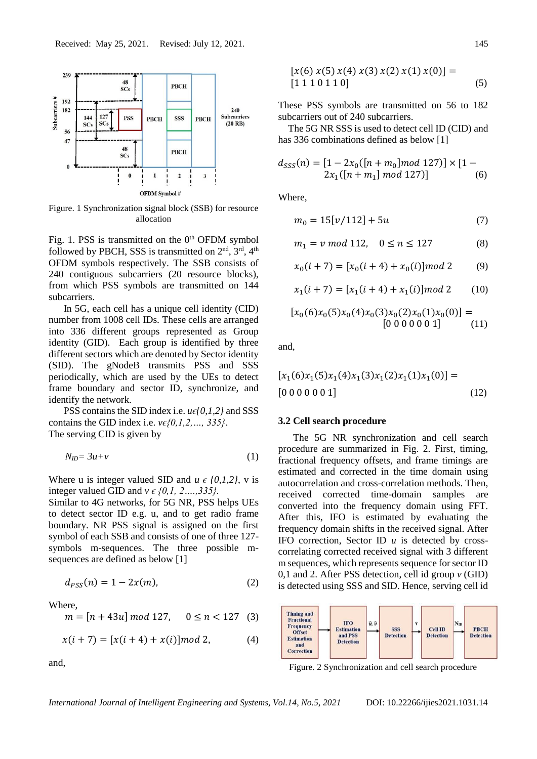239
192
182
56
47
0

Subcarriers #

48 SCs
144 SCs
127 SCs
PSS
48 SCs
PBCH
PBCH
SSS
PBCH
PBCH
PBCH

240 Subcarriers (20 RB)

0 1 2 3

OFDM Symbol #

Figure. 1 Synchronization signal block (SSB) for resource allocation

Fig. 1. PSS is transmitted on the 0th OFDM symbol followed by PBCH, SSS is transmitted on 2nd, 3rd, 4th OFDM symbols respectively. The SSB consists of 240 contiguous subcarriers (20 resource blocks), from which PSS symbols are transmitted on 144 subcarriers.

In 5G, each cell has a unique cell identity (CID) number from 1008 cell IDs. These cells are arranged into 336 different groups represented as Group identity (GID). Each group is identified by three different sectors which are denoted by Sector identity (SID). The gNodeB transmits PSS and SSS periodically, which are used by the UEs to detect frame boundary and sector ID, synchronize, and identify the network.

PSS contains the SID index i.e. $u \epsilon \{0,1,2\}$ and SSS contains the GID index i.e. $v \epsilon \{0,1,2,\ldots, 335\}$.
The serving CID is given by

$$N_{ID} = 3u + v \tag{1}$$

Where u is integer valued SID and $u \epsilon \{0,1,2\}$, v is integer valued GID and $v \epsilon \{0,1, 2\ldots.,335\}$.
Similar to 4G networks, for 5G NR, PSS helps UEs to detect sector ID e.g. u, and to get radio frame boundary. NR PSS signal is assigned on the first symbol of each SSB and consists of one of three 127-symbols m-sequences. The three possible m-sequences are defined as below [1]

$$d_{PSS}(n) = 1 - 2x(m), \tag{2}$$

Where,

$$m = [n + 43u] \bmod 127, \quad 0 \le n < 127 \tag{3}$$

$$x(i + 7) = [x(i + 4) + x(i)] \bmod 2, \tag{4}$$

and,

$$[x(6)\ x(5)\ x(4)\ x(3)\ x(2)\ x(1)\ x(0)] = [1\ 1\ 1\ 0\ 1\ 1\ 0] \tag{5}$$

These PSS symbols are transmitted on 56 to 182 subcarriers out of 240 subcarriers.

The 5G NR SSS is used to detect cell ID (CID) and has 336 combinations defined as below [1]

$$d_{SSS}(n) = [1 - 2x_0([n + m_0] \bmod 127)] \times [1 - 2x_1([n + m_1] \bmod 127)] \tag{6}$$

Where,

$$m_0 = 15[v/112] + 5u \tag{7}$$

$$m_1 = v \bmod 112, \quad 0 \le n \le 127 \tag{8}$$

$$x_0(i + 7) = [x_0(i + 4) + x_0(i)] \bmod 2 \tag{9}$$

$$x_1(i + 7) = [x_1(i + 4) + x_1(i)] \bmod 2 \tag{10}$$

$$[x_0(6) x_0(5) x_0(4) x_0(3) x_0(2) x_0(1) x_0(0)] = [0\ 0\ 0\ 0\ 0\ 0\ 1] \tag{11}$$

and,

$$[x_1(6) x_1(5) x_1(4) x_1(3) x_1(2) x_1(1) x_1(0)] = [0\ 0\ 0\ 0\ 0\ 0\ 1] \tag{12}$$

### 3.2 Cell search procedure

The 5G NR synchronization and cell search procedure are summarized in Fig. 2. First, timing, fractional frequency offsets, and frame timings are estimated and corrected in the time domain using autocorrelation and cross-correlation methods. Then, received corrected time-domain samples are converted into the frequency domain using FFT. After this, IFO is estimated by evaluating the frequency domain shifts in the received signal. After IFO correction, Sector ID $u$ is detected by cross-correlating corrected received signal with 3 different m sequences, which represents sequence for sector ID 0,1 and 2. After PSS detection, cell id group $v$ (GID) is detected using SSS and SID. Hence, serving cell id

Timing and Fractional Frequency Offset Estimation and Correction → IFO Estimation and PSS Detection → $\hat{u}, \hat{v}$ → SSS Detection → v → Cell ID Detection → $N_{ID}$ → PBCH Detection

Figure. 2 Synchronization and cell search procedure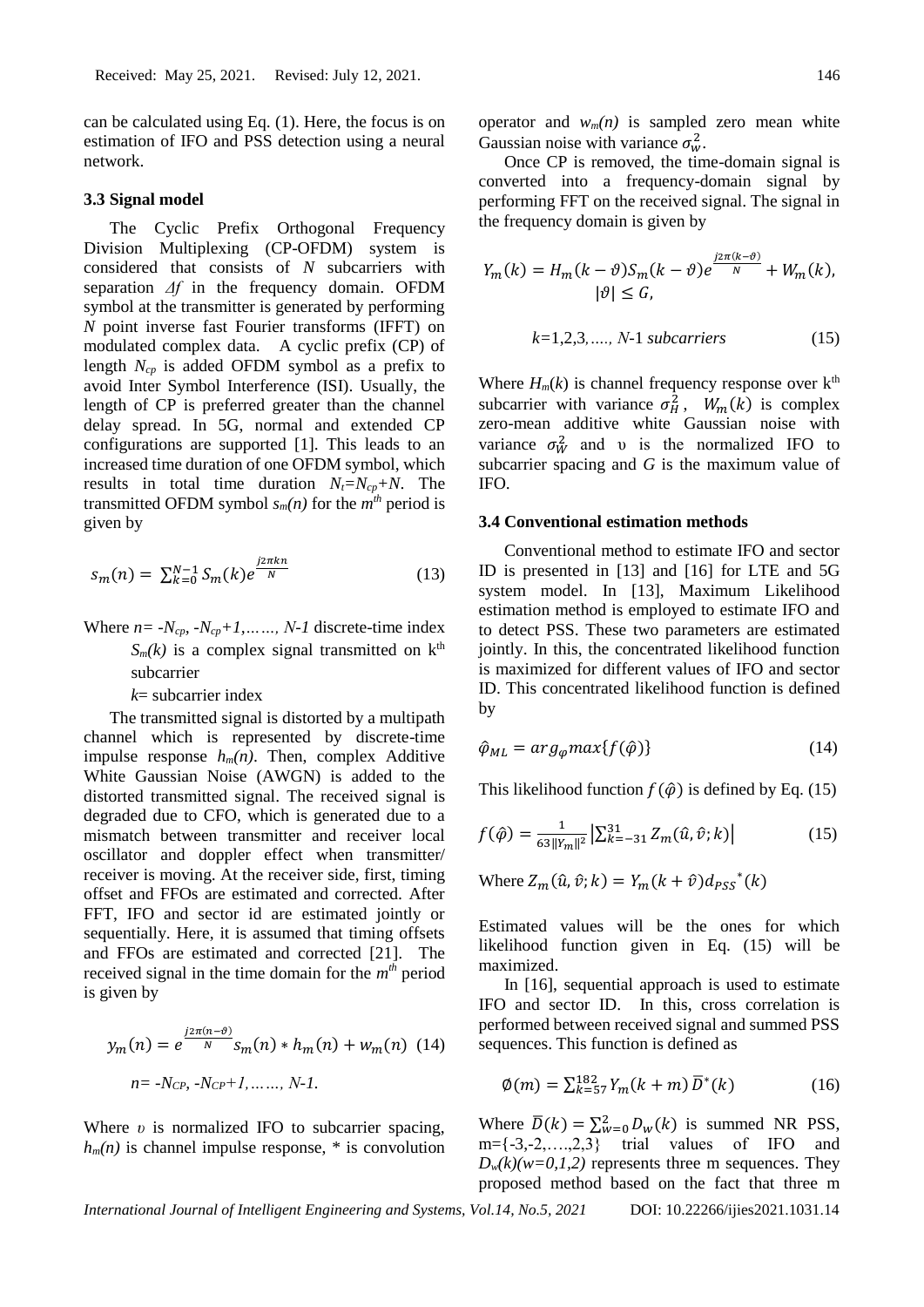can be calculated using Eq. (1). Here, the focus is on estimation of IFO and PSS detection using a neural network.

### 3.3 Signal model

The Cyclic Prefix Orthogonal Frequency Division Multiplexing (CP-OFDM) system is considered that consists of $N$ subcarriers with separation $\Delta f$ in the frequency domain. OFDM symbol at the transmitter is generated by performing $N$ point inverse fast Fourier transforms (IFFT) on modulated complex data. A cyclic prefix (CP) of length $N_{cp}$ is added OFDM symbol as a prefix to avoid Inter Symbol Interference (ISI). Usually, the length of CP is preferred greater than the channel delay spread. In 5G, normal and extended CP configurations are supported [1]. This leads to an increased time duration of one OFDM symbol, which results in total time duration $N_t=N_{cp}+N$. The transmitted OFDM symbol $s_m(n)$ for the $m^{th}$ period is given by

$$s_m(n) = \sum_{k=0}^{N-1} S_m(k) e^{\frac{j2\pi kn}{N}} \tag{13}$$

Where $n= -N_{cp}, -N_{cp}+1, \ldots\ldots, N-1$ discrete-time index

$S_m(k)$ is a complex signal transmitted on k[th] subcarrier

$k$= subcarrier index

The transmitted signal is distorted by a multipath channel which is represented by discrete-time impulse response $h_m(n)$. Then, complex Additive White Gaussian Noise (AWGN) is added to the distorted transmitted signal. The received signal is degraded due to CFO, which is generated due to a mismatch between transmitter and receiver local oscillator and doppler effect when transmitter/ receiver is moving. At the receiver side, first, timing offset and FFOs are estimated and corrected. After FFT, IFO and sector id are estimated jointly or sequentially. Here, it is assumed that timing offsets and FFOs are estimated and corrected [21]. The received signal in the time domain for the $m^{th}$ period is given by

$$y_m(n) = e^{\frac{j2\pi(n-\vartheta)}{N}} s_m(n) * h_m(n) + w_m(n) \tag{14}$$

$$n= -N_{CP}, -N_{CP}+1, \ldots\ldots, N-1.$$

Where $\upsilon$ is normalized IFO to subcarrier spacing, $h_m(n)$ is channel impulse response, * is convolution operator and $w_m(n)$ is sampled zero mean white Gaussian noise with variance $\sigma_w^2$.

Once CP is removed, the time-domain signal is converted into a frequency-domain signal by performing FFT on the received signal. The signal in the frequency domain is given by

$$Y_m(k) = H_m(k-\vartheta) S_m(k-\vartheta) e^{\frac{j2\pi(k-\vartheta)}{N}} + W_m(k), \quad |\vartheta| \leq G,$$

$$k=1,2,3, \ldots., N\text{-}1 \ subcarriers \tag{15}$$

Where $H_m(k)$ is channel frequency response over k[th] subcarrier with variance $\sigma_H^2$, $W_m(k)$ is complex zero-mean additive white Gaussian noise with variance $\sigma_W^2$ and $\upsilon$ is the normalized IFO to subcarrier spacing and $G$ is the maximum value of IFO.

### 3.4 Conventional estimation methods

Conventional method to estimate IFO and sector ID is presented in [13] and [16] for LTE and 5G system model. In [13], Maximum Likelihood estimation method is employed to estimate IFO and to detect PSS. These two parameters are estimated jointly. In this, the concentrated likelihood function is maximized for different values of IFO and sector ID. This concentrated likelihood function is defined by

$$\hat{\varphi}_{ML} = arg_{\varphi} max\{f(\hat{\varphi})\} \tag{14}$$

This likelihood function $f(\hat{\varphi})$ is defined by Eq. (15)

$$f(\hat{\varphi}) = \frac{1}{63\|Y_m\|^2} \left| \sum_{k=-31}^{31} Z_m(\hat{u}, \hat{v}; k) \right| \tag{15}$$

Where $Z_m(\hat{u}, \hat{v}; k) = Y_m(k+\hat{v}) d_{PSS}^{\ *}(k)$

Estimated values will be the ones for which likelihood function given in Eq. (15) will be maximized.

In [16], sequential approach is used to estimate IFO and sector ID. In this, cross correlation is performed between received signal and summed PSS sequences. This function is defined as

$$\emptyset(m) = \sum_{k=57}^{182} Y_m(k+m) \overline{D}^*(k) \tag{16}$$

Where $\overline{D}(k) = \sum_{w=0}^{2} D_w(k)$ is summed NR PSS, m={-3,-2,….,2,3} trial values of IFO and $D_w(k)(w=0,1,2)$ represents three m sequences. They proposed method based on the fact that three m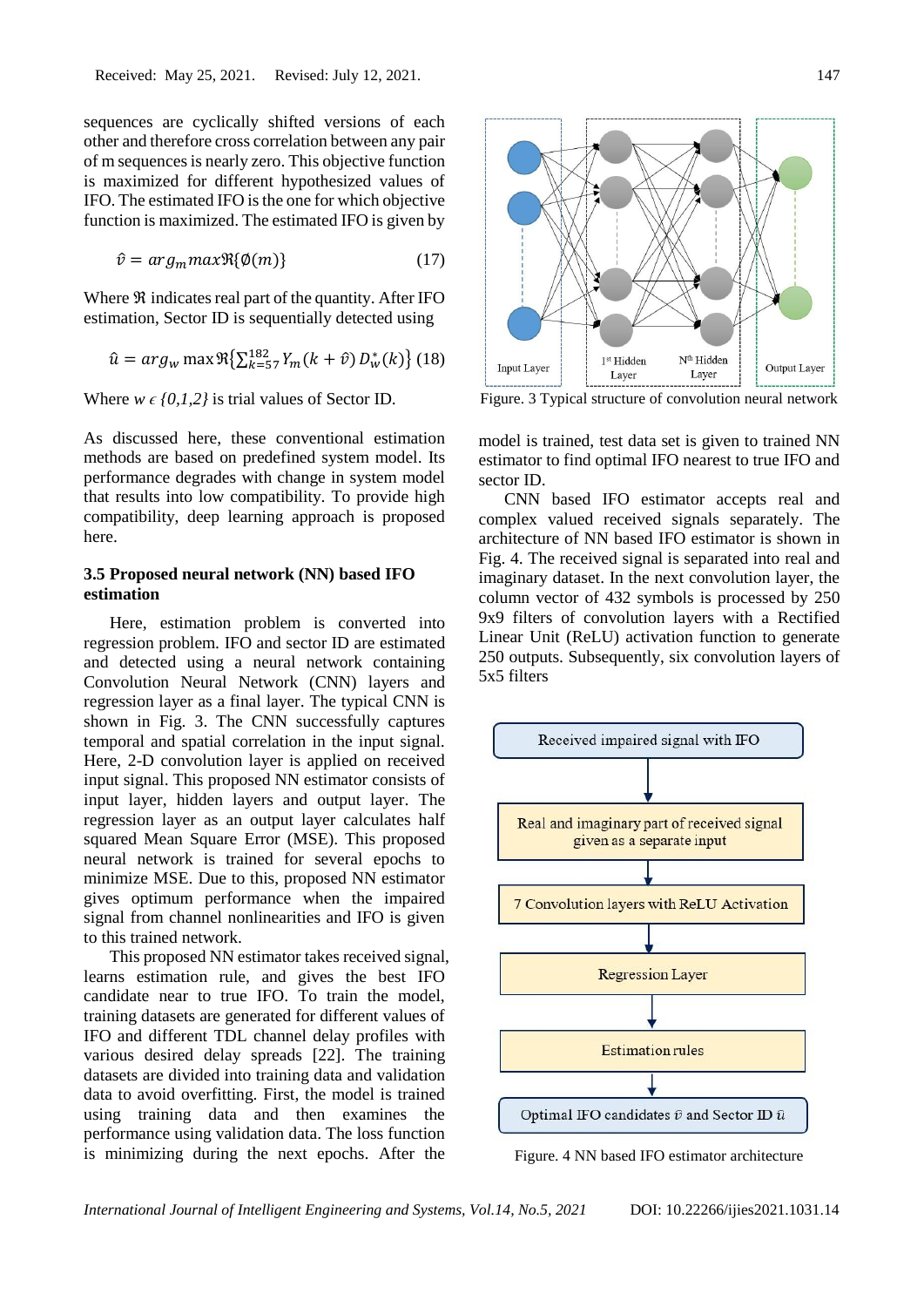sequences are cyclically shifted versions of each other and therefore cross correlation between any pair of m sequences is nearly zero. This objective function is maximized for different hypothesized values of IFO. The estimated IFO is the one for which objective function is maximized. The estimated IFO is given by

$$\hat{v} = arg_m max \Re\{\emptyset(m)\} \quad (17)$$

Where $\Re$ indicates real part of the quantity. After IFO estimation, Sector ID is sequentially detected using

$$\hat{u} = arg_w \max \Re\{\sum_{k=57}^{182} Y_m(k+\hat{v})\, D_w^*(k)\} \quad (18)$$

Where $w \epsilon \{0,1,2\}$ is trial values of Sector ID.

As discussed here, these conventional estimation methods are based on predefined system model. Its performance degrades with change in system model that results into low compatibility. To provide high compatibility, deep learning approach is proposed here.

### 3.5 Proposed neural network (NN) based IFO estimation

Here, estimation problem is converted into regression problem. IFO and sector ID are estimated and detected using a neural network containing Convolution Neural Network (CNN) layers and regression layer as a final layer. The typical CNN is shown in Fig. 3. The CNN successfully captures temporal and spatial correlation in the input signal. Here, 2-D convolution layer is applied on received input signal. This proposed NN estimator consists of input layer, hidden layers and output layer. The regression layer as an output layer calculates half squared Mean Square Error (MSE). This proposed neural network is trained for several epochs to minimize MSE. Due to this, proposed NN estimator gives optimum performance when the impaired signal from channel nonlinearities and IFO is given to this trained network.

This proposed NN estimator takes received signal, learns estimation rule, and gives the best IFO candidate near to true IFO. To train the model, training datasets are generated for different values of IFO and different TDL channel delay profiles with various desired delay spreads [22]. The training datasets are divided into training data and validation data to avoid overfitting. First, the model is trained using training data and then examines the performance using validation data. The loss function is minimizing during the next epochs. After the

Input Layer
1st Hidden Layer
Nth Hidden Layer
Output Layer

Figure. 3 Typical structure of convolution neural network

model is trained, test data set is given to trained NN estimator to find optimal IFO nearest to true IFO and sector ID.

CNN based IFO estimator accepts real and complex valued received signals separately. The architecture of NN based IFO estimator is shown in Fig. 4. The received signal is separated into real and imaginary dataset. In the next convolution layer, the column vector of 432 symbols is processed by 250 9x9 filters of convolution layers with a Rectified Linear Unit (ReLU) activation function to generate 250 outputs. Subsequently, six convolution layers of 5x5 filters

Received impaired signal with IFO
Real and imaginary part of received signal given as a separate input
7 Convolution layers with ReLU Activation
Regression Layer
Estimation rules
Optimal IFO candidates $\hat{v}$ and Sector ID $\hat{u}$

Figure. 4 NN based IFO estimator architecture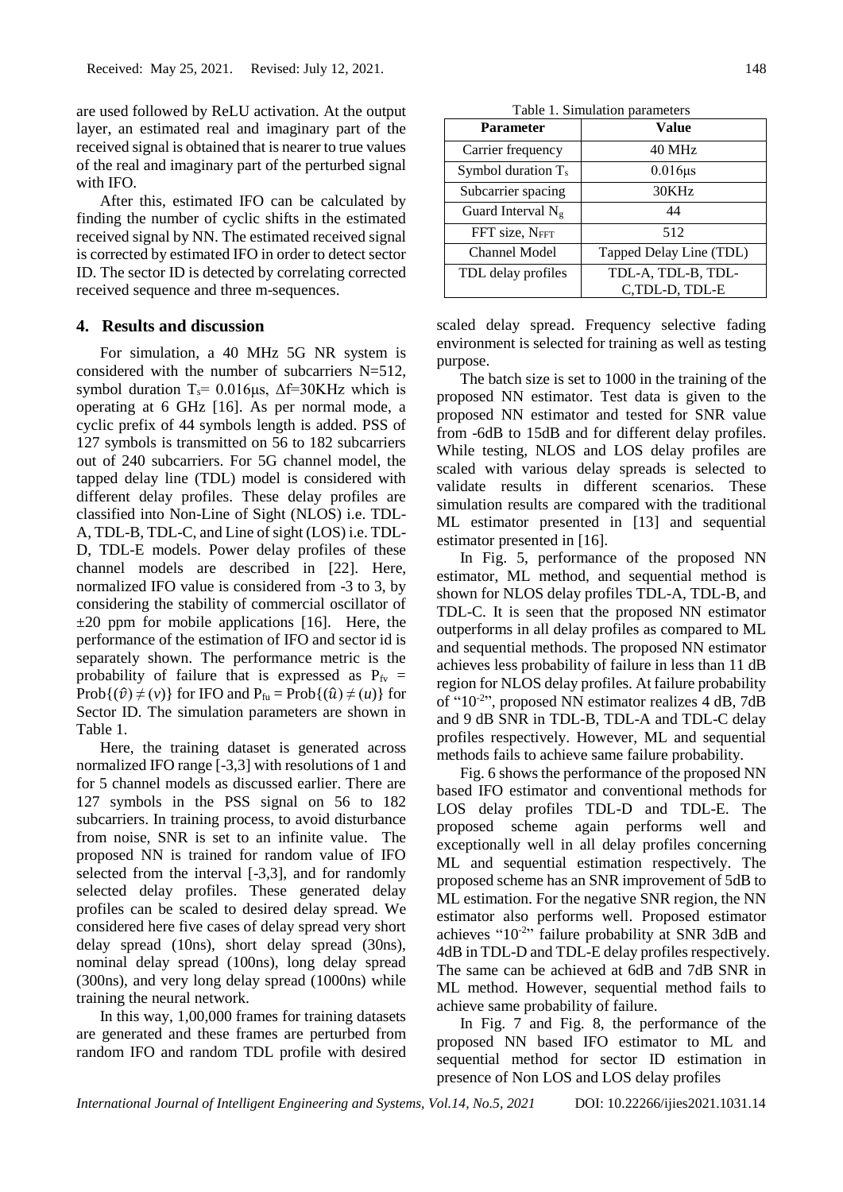are used followed by ReLU activation. At the output layer, an estimated real and imaginary part of the received signal is obtained that is nearer to true values of the real and imaginary part of the perturbed signal with IFO.

After this, estimated IFO can be calculated by finding the number of cyclic shifts in the estimated received signal by NN. The estimated received signal is corrected by estimated IFO in order to detect sector ID. The sector ID is detected by correlating corrected received sequence and three m-sequences.

## 4. Results and discussion

For simulation, a 40 MHz 5G NR system is considered with the number of subcarriers N=512, symbol duration $T_s$= 0.016μs, Δf=30KHz which is operating at 6 GHz [16]. As per normal mode, a cyclic prefix of 44 symbols length is added. PSS of 127 symbols is transmitted on 56 to 182 subcarriers out of 240 subcarriers. For 5G channel model, the tapped delay line (TDL) model is considered with different delay profiles. These delay profiles are classified into Non-Line of Sight (NLOS) i.e. TDL-A, TDL-B, TDL-C, and Line of sight (LOS) i.e. TDL-D, TDL-E models. Power delay profiles of these channel models are described in [22]. Here, normalized IFO value is considered from -3 to 3, by considering the stability of commercial oscillator of ±20 ppm for mobile applications [16]. Here, the performance of the estimation of IFO and sector id is separately shown. The performance metric is the probability of failure that is expressed as $P_{fv}$ = Prob$\{(\hat{v}) \neq (v)\}$ for IFO and $P_{fu}$ = Prob$\{(\hat{u}) \neq (u)\}$ for Sector ID. The simulation parameters are shown in Table 1.

Here, the training dataset is generated across normalized IFO range [-3,3] with resolutions of 1 and for 5 channel models as discussed earlier. There are 127 symbols in the PSS signal on 56 to 182 subcarriers. In training process, to avoid disturbance from noise, SNR is set to an infinite value. The proposed NN is trained for random value of IFO selected from the interval [-3,3], and for randomly selected delay profiles. These generated delay profiles can be scaled to desired delay spread. We considered here five cases of delay spread very short delay spread (10ns), short delay spread (30ns), nominal delay spread (100ns), long delay spread (300ns), and very long delay spread (1000ns) while training the neural network.

In this way, 1,00,000 frames for training datasets are generated and these frames are perturbed from random IFO and random TDL profile with desired scaled delay spread. Frequency selective fading environment is selected for training as well as testing purpose.

Table 1. Simulation parameters

| Parameter | Value |
|---|---|
| Carrier frequency | 40 MHz |
| Symbol duration $T_s$ | 0.016μs |
| Subcarrier spacing | 30KHz |
| Guard Interval $N_g$ | 44 |
| FFT size, $N_{FFT}$ | 512 |
| Channel Model | Tapped Delay Line (TDL) |
| TDL delay profiles | TDL-A, TDL-B, TDL-C,TDL-D, TDL-E |

The batch size is set to 1000 in the training of the proposed NN estimator. Test data is given to the proposed NN estimator and tested for SNR value from -6dB to 15dB and for different delay profiles. While testing, NLOS and LOS delay profiles are scaled with various delay spreads is selected to validate results in different scenarios. These simulation results are compared with the traditional ML estimator presented in [13] and sequential estimator presented in [16].

In Fig. 5, performance of the proposed NN estimator, ML method, and sequential method is shown for NLOS delay profiles TDL-A, TDL-B, and TDL-C. It is seen that the proposed NN estimator outperforms in all delay profiles as compared to ML and sequential methods. The proposed NN estimator achieves less probability of failure in less than 11 dB region for NLOS delay profiles. At failure probability of "$10^{-2}$", proposed NN estimator realizes 4 dB, 7dB and 9 dB SNR in TDL-B, TDL-A and TDL-C delay profiles respectively. However, ML and sequential methods fails to achieve same failure probability.

Fig. 6 shows the performance of the proposed NN based IFO estimator and conventional methods for LOS delay profiles TDL-D and TDL-E. The proposed scheme again performs well and exceptionally well in all delay profiles concerning ML and sequential estimation respectively. The proposed scheme has an SNR improvement of 5dB to ML estimation. For the negative SNR region, the NN estimator also performs well. Proposed estimator achieves "$10^{-2}$" failure probability at SNR 3dB and 4dB in TDL-D and TDL-E delay profiles respectively. The same can be achieved at 6dB and 7dB SNR in ML method. However, sequential method fails to achieve same probability of failure.

In Fig. 7 and Fig. 8, the performance of the proposed NN based IFO estimator to ML and sequential method for sector ID estimation in presence of Non LOS and LOS delay profiles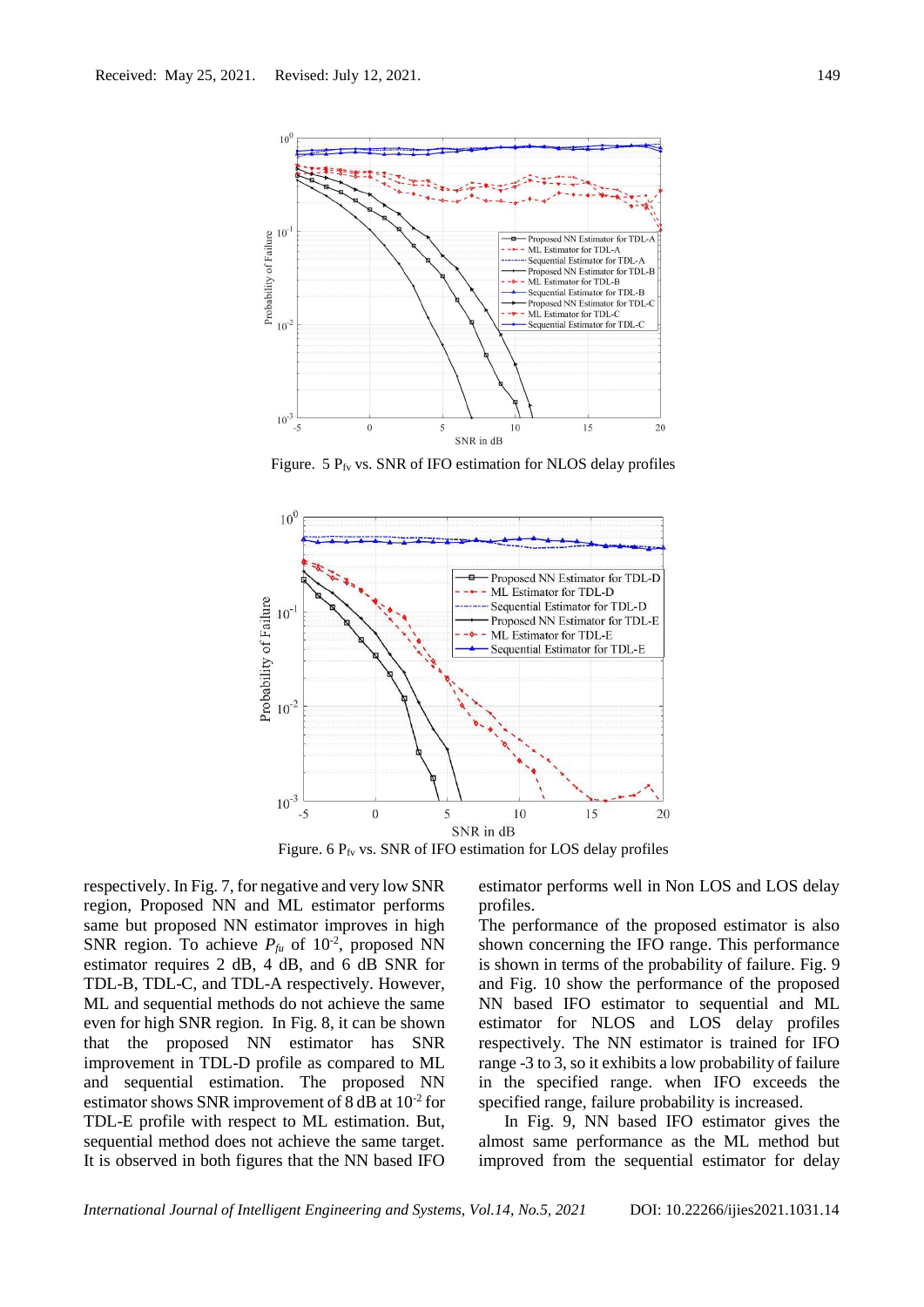Figure. 5 $P_{fv}$ vs. SNR of IFO estimation for NLOS delay profiles

Figure. 6 $P_{fv}$ vs. SNR of IFO estimation for LOS delay profiles

respectively. In Fig. 7, for negative and very low SNR region, Proposed NN and ML estimator performs same but proposed NN estimator improves in high SNR region. To achieve $P_{fu}$ of $10^{-2}$, proposed NN estimator requires 2 dB, 4 dB, and 6 dB SNR for TDL-B, TDL-C, and TDL-A respectively. However, ML and sequential methods do not achieve the same even for high SNR region. In Fig. 8, it can be shown that the proposed NN estimator has SNR improvement in TDL-D profile as compared to ML and sequential estimation. The proposed NN estimator shows SNR improvement of 8 dB at $10^{-2}$ for TDL-E profile with respect to ML estimation. But, sequential method does not achieve the same target. It is observed in both figures that the NN based IFO estimator performs well in Non LOS and LOS delay profiles.

The performance of the proposed estimator is also shown concerning the IFO range. This performance is shown in terms of the probability of failure. Fig. 9 and Fig. 10 show the performance of the proposed NN based IFO estimator to sequential and ML estimator for NLOS and LOS delay profiles respectively. The NN estimator is trained for IFO range -3 to 3, so it exhibits a low probability of failure in the specified range. when IFO exceeds the specified range, failure probability is increased.

In Fig. 9, NN based IFO estimator gives the almost same performance as the ML method but improved from the sequential estimator for delay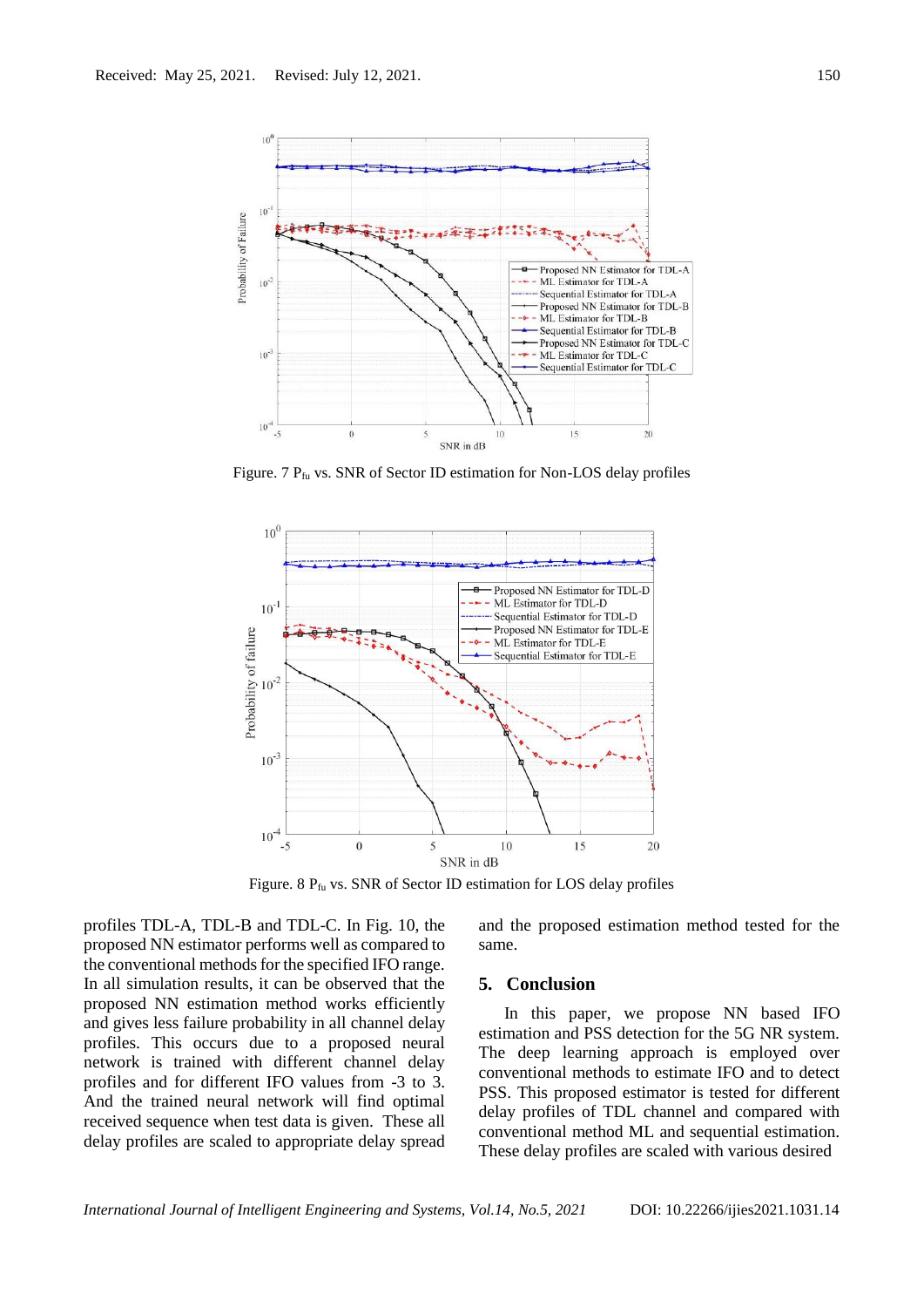Probability of Failure

10^0

10^-1

10^-2

10^-3

10^-4

-5 0 5 10 15 20

SNR in dB

Proposed NN Estimator for TDL-A
ML Estimator for TDL-A
Sequential Estimator for TDL-A
Proposed NN Estimator for TDL-B
ML Estimator for TDL-B
Sequential Estimator for TDL-B
Proposed NN Estimator for TDL-C
ML Estimator for TDL-C
Sequential Estimator for TDL-C

Figure. 7 $P_{fu}$ vs. SNR of Sector ID estimation for Non-LOS delay profiles

Probability of failure

10^0

10^-1

10^-2

10^-3

10^-4

-5 0 5 10 15 20

SNR in dB

Proposed NN Estimator for TDL-D
ML Estimator for TDL-D
Sequential Estimator for TDL-D
Proposed NN Estimator for TDL-E
ML Estimator for TDL-E
Sequential Estimator for TDL-E

Figure. 8 $P_{fu}$ vs. SNR of Sector ID estimation for LOS delay profiles

profiles TDL-A, TDL-B and TDL-C. In Fig. 10, the proposed NN estimator performs well as compared to the conventional methods for the specified IFO range. In all simulation results, it can be observed that the proposed NN estimation method works efficiently and gives less failure probability in all channel delay profiles. This occurs due to a proposed neural network is trained with different channel delay profiles and for different IFO values from -3 to 3. And the trained neural network will find optimal received sequence when test data is given. These all delay profiles are scaled to appropriate delay spread and the proposed estimation method tested for the same.

## 5. Conclusion

In this paper, we propose NN based IFO estimation and PSS detection for the 5G NR system. The deep learning approach is employed over conventional methods to estimate IFO and to detect PSS. This proposed estimator is tested for different delay profiles of TDL channel and compared with conventional method ML and sequential estimation. These delay profiles are scaled with various desired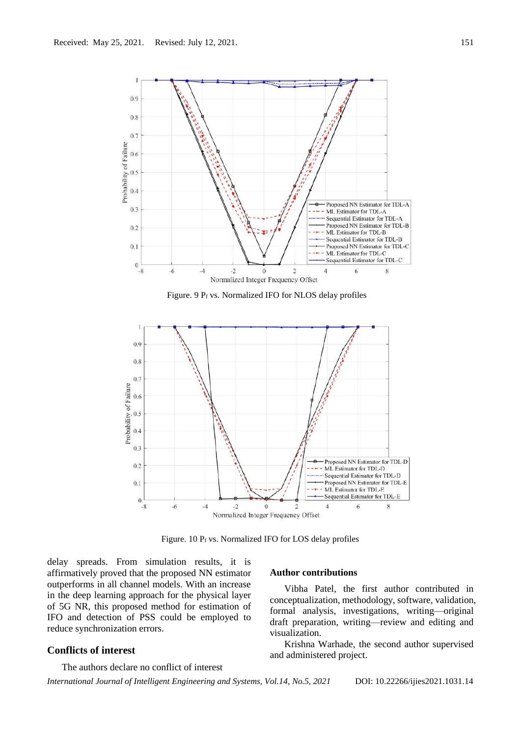Probability of Failure

1
0.9
0.8
0.7
0.6
0.5
0.4
0.3
0.2
0.1
0

-8 -6 -4 -2 0 2 4 6 8

Normalized Integer Frequency Offset

Proposed NN Estimator for TDL-A
ML Estimator for TDL-A
Sequential Estimator for TDL-A
Proposed NN Estimator for TDL-B
ML Estimator for TDL-B
Sequential Estimator for TDL-B
Proposed NN Estimator for TDL-C
ML Estimator for TDL-C
Sequential Estimator for TDL-C

Figure. 9 $P_f$ vs. Normalized IFO for NLOS delay profiles

Probability of Failure

1
0.9
0.8
0.7
0.6
0.5
0.4
0.3
0.2
0.1
0

-8 -6 -4 -2 0 2 4 6 8

Normalized Integer Frequency Offset

Proposed NN Estimator for TDL-D
ML Estimator for TDL-D
Sequential Estimator for TDL-D
Proposed NN Estimator for TDL-E
ML Estimator for TDL-E
Sequential Estimator for TDL-E

Figure. 10 $P_f$ vs. Normalized IFO for LOS delay profiles

delay spreads. From simulation results, it is affirmatively proved that the proposed NN estimator outperforms in all channel models. With an increase in the deep learning approach for the physical layer of 5G NR, this proposed method for estimation of IFO and detection of PSS could be employed to reduce synchronization errors.

## Conflicts of interest

The authors declare no conflict of interest

## Author contributions

Vibha Patel, the first author contributed in conceptualization, methodology, software, validation, formal analysis, investigations, writing—original draft preparation, writing—review and editing and visualization.

Krishna Warhade, the second author supervised and administered project.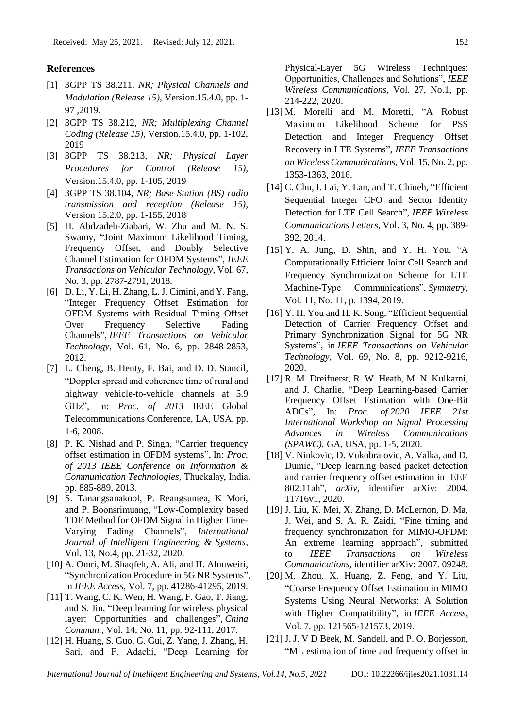## References

[1] 3GPP TS 38.211, *NR; Physical Channels and Modulation (Release 15)*, Version.15.4.0, pp. 1-97 ,2019.

[2] 3GPP TS 38.212, *NR; Multiplexing Channel Coding (Release 15)*, Version.15.4.0, pp. 1-102, 2019

[3] 3GPP TS 38.213, *NR; Physical Layer Procedures for Control (Release 15)*, Version.15.4.0, pp. 1-105, 2019

[4] 3GPP TS 38.104, *NR; Base Station (BS) radio transmission and reception (Release 15)*, Version 15.2.0, pp. 1-155, 2018

[5] H. Abdzadeh-Ziabari, W. Zhu and M. N. S. Swamy, "Joint Maximum Likelihood Timing, Frequency Offset, and Doubly Selective Channel Estimation for OFDM Systems", *IEEE Transactions on Vehicular Technology*, Vol. 67, No. 3, pp. 2787-2791, 2018.

[6] D. Li, Y. Li, H. Zhang, L. J. Cimini, and Y. Fang, "Integer Frequency Offset Estimation for OFDM Systems with Residual Timing Offset Over Frequency Selective Fading Channels", *IEEE Transactions on Vehicular Technology*, Vol. 61, No. 6, pp. 2848-2853, 2012.

[7] L. Cheng, B. Henty, F. Bai, and D. D. Stancil, "Doppler spread and coherence time of rural and highway vehicle-to-vehicle channels at 5.9 GHz", In: *Proc. of 2013* IEEE Global Telecommunications Conference, LA, USA, pp. 1-6, 2008.

[8] P. K. Nishad and P. Singh, "Carrier frequency offset estimation in OFDM systems", In: *Proc. of 2013 IEEE Conference on Information & Communication Technologies*, Thuckalay, India, pp. 885-889, 2013.

[9] S. Tanangsanakool, P. Reangsuntea, K Mori, and P. Boonsrimuang, "Low-Complexity based TDE Method for OFDM Signal in Higher Time-Varying Fading Channels", *International Journal of Intelligent Engineering & Systems*, Vol. 13, No.4, pp. 21-32, 2020.

[10] A. Omri, M. Shaqfeh, A. Ali, and H. Alnuweiri, "Synchronization Procedure in 5G NR Systems", in *IEEE Access*, Vol. 7, pp. 41286-41295, 2019.

[11] T. Wang, C. K. Wen, H. Wang, F. Gao, T. Jiang, and S. Jin, "Deep learning for wireless physical layer: Opportunities and challenges", *China Commun.*, Vol. 14, No. 11, pp. 92-111, 2017.

[12] H. Huang, S. Guo, G. Gui, Z. Yang, J. Zhang, H. Sari, and F. Adachi, "Deep Learning for Physical-Layer 5G Wireless Techniques: Opportunities, Challenges and Solutions", *IEEE Wireless Communications*, Vol. 27, No.1, pp. 214-222, 2020.

[13] M. Morelli and M. Moretti, "A Robust Maximum Likelihood Scheme for PSS Detection and Integer Frequency Offset Recovery in LTE Systems", *IEEE Transactions on Wireless Communications*, Vol. 15, No. 2, pp. 1353-1363, 2016.

[14] C. Chu, I. Lai, Y. Lan, and T. Chiueh, "Efficient Sequential Integer CFO and Sector Identity Detection for LTE Cell Search", *IEEE Wireless Communications Letters*, Vol. 3, No. 4, pp. 389-392, 2014.

[15] Y. A. Jung, D. Shin, and Y. H. You, "A Computationally Efficient Joint Cell Search and Frequency Synchronization Scheme for LTE Machine-Type Communications", *Symmetry*, Vol. 11, No. 11, p. 1394, 2019.

[16] Y. H. You and H. K. Song, "Efficient Sequential Detection of Carrier Frequency Offset and Primary Synchronization Signal for 5G NR Systems", in *IEEE Transactions on Vehicular Technology*, Vol. 69, No. 8, pp. 9212-9216, 2020.

[17] R. M. Dreifuerst, R. W. Heath, M. N. Kulkarni, and J. Charlie, "Deep Learning-based Carrier Frequency Offset Estimation with One-Bit ADCs", In: *Proc. of 2020 IEEE 21st International Workshop on Signal Processing Advances in Wireless Communications (SPAWC)*, GA, USA, pp. 1-5, 2020.

[18] V. Ninkovic, D. Vukobratovic, A. Valka, and D. Dumic, "Deep learning based packet detection and carrier frequency offset estimation in IEEE 802.11ah", *arXiv*, identifier arXiv: 2004. 11716v1, 2020.

[19] J. Liu, K. Mei, X. Zhang, D. McLernon, D. Ma, J. Wei, and S. A. R. Zaidi, "Fine timing and frequency synchronization for MIMO-OFDM: An extreme learning approach", submitted to *IEEE Transactions on Wireless Communications*, identifier arXiv: 2007. 09248.

[20] M. Zhou, X. Huang, Z. Feng, and Y. Liu, "Coarse Frequency Offset Estimation in MIMO Systems Using Neural Networks: A Solution with Higher Compatibility", in *IEEE Access*, Vol. 7, pp. 121565-121573, 2019.

[21] J. J. V D Beek, M. Sandell, and P. O. Borjesson, "ML estimation of time and frequency offset in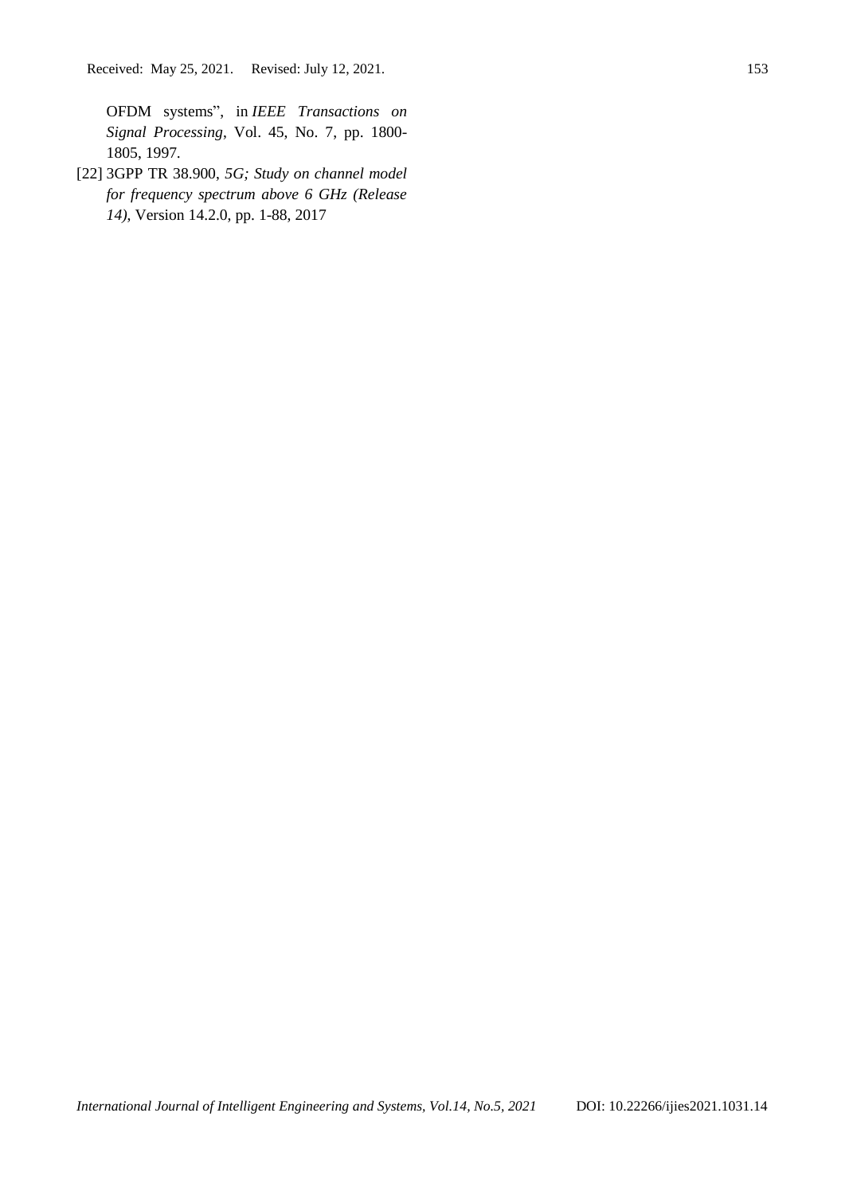OFDM systems", in *IEEE Transactions on Signal Processing*, Vol. 45, No. 7, pp. 1800-1805, 1997.

[22] 3GPP TR 38.900, *5G; Study on channel model for frequency spectrum above 6 GHz (Release 14)*, Version 14.2.0, pp. 1-88, 2017